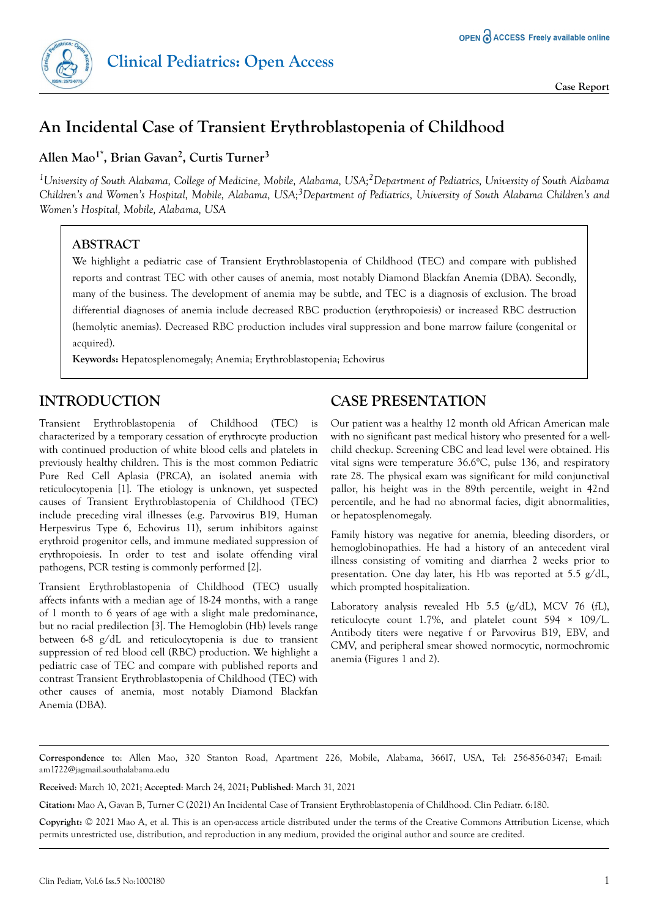Clinical Pediatrics: Open Access

Case Report

# An Incidental Case of Transient Erythroblastopenia of Childhood

**Allen Mao[1*], Brian Gavan[2], Curtis Turner[3]**

*[1]University of South Alabama, College of Medicine, Mobile, Alabama, USA;[2]Department of Pediatrics, University of South Alabama Children's and Women's Hospital, Mobile, Alabama, USA;[3]Department of Pediatrics, University of South Alabama Children's and Women's Hospital, Mobile, Alabama, USA*

## ABSTRACT

We highlight a pediatric case of Transient Erythroblastopenia of Childhood (TEC) and compare with published reports and contrast TEC with other causes of anemia, most notably Diamond Blackfan Anemia (DBA). Secondly, many of the business. The development of anemia may be subtle, and TEC is a diagnosis of exclusion. The broad differential diagnoses of anemia include decreased RBC production (erythropoiesis) or increased RBC destruction (hemolytic anemias). Decreased RBC production includes viral suppression and bone marrow failure (congenital or acquired).

**Keywords:** Hepatosplenomegaly; Anemia; Erythroblastopenia; Echovirus

## INTRODUCTION

Transient Erythroblastopenia of Childhood (TEC) is characterized by a temporary cessation of erythrocyte production with continued production of white blood cells and platelets in previously healthy children. This is the most common Pediatric Pure Red Cell Aplasia (PRCA), an isolated anemia with reticulocytopenia [1]. The etiology is unknown, yet suspected causes of Transient Erythroblastopenia of Childhood (TEC) include preceding viral illnesses (e.g. Parvovirus B19, Human Herpesvirus Type 6, Echovirus 11), serum inhibitors against erythroid progenitor cells, and immune mediated suppression of erythropoiesis. In order to test and isolate offending viral pathogens, PCR testing is commonly performed [2].

Transient Erythroblastopenia of Childhood (TEC) usually affects infants with a median age of 18-24 months, with a range of 1 month to 6 years of age with a slight male predominance, but no racial predilection [3]. The Hemoglobin (Hb) levels range between 6-8 g/dL and reticulocytopenia is due to transient suppression of red blood cell (RBC) production. We highlight a pediatric case of TEC and compare with published reports and contrast Transient Erythroblastopenia of Childhood (TEC) with other causes of anemia, most notably Diamond Blackfan Anemia (DBA).

## CASE PRESENTATION

Our patient was a healthy 12 month old African American male with no significant past medical history who presented for a well-child checkup. Screening CBC and lead level were obtained. His vital signs were temperature 36.6°C, pulse 136, and respiratory rate 28. The physical exam was significant for mild conjunctival pallor, his height was in the 89th percentile, weight in 42nd percentile, and he had no abnormal facies, digit abnormalities, or hepatosplenomegaly.

Family history was negative for anemia, bleeding disorders, or hemoglobinopathies. He had a history of an antecedent viral illness consisting of vomiting and diarrhea 2 weeks prior to presentation. One day later, his Hb was reported at 5.5 g/dL, which prompted hospitalization.

Laboratory analysis revealed Hb 5.5 (g/dL), MCV 76 (fL), reticulocyte count 1.7%, and platelet count 594 × 109/L. Antibody titers were negative f or Parvovirus B19, EBV, and CMV, and peripheral smear showed normocytic, normochromic anemia (Figures 1 and 2).

**Correspondence to**: Allen Mao, 320 Stanton Road, Apartment 226, Mobile, Alabama, 36617, USA, Tel: 256-856-0347; E-mail: am1722@jagmail.southalabama.edu

**Received**: March 10, 2021; **Accepted**: March 24, 2021; **Published**: March 31, 2021

**Citation:** Mao A, Gavan B, Turner C (2021) An Incidental Case of Transient Erythroblastopenia of Childhood. Clin Pediatr. 6:180.

**Copyright:** © 2021 Mao A, et al. This is an open-access article distributed under the terms of the Creative Commons Attribution License, which permits unrestricted use, distribution, and reproduction in any medium, provided the original author and source are credited.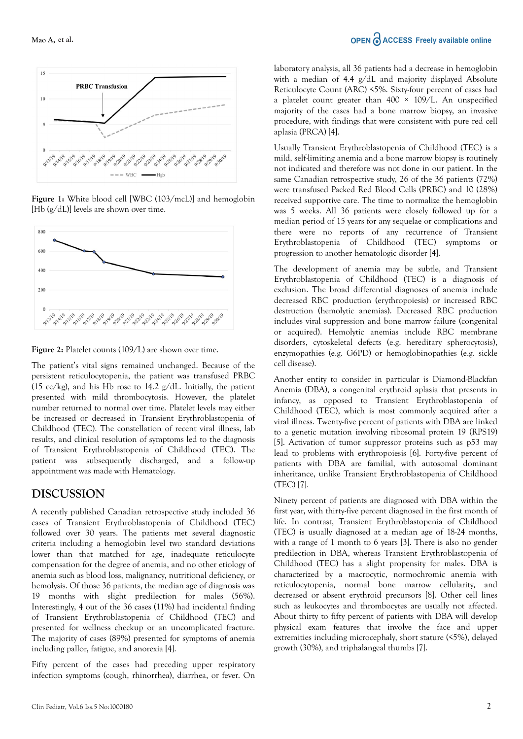Figure 1: White blood cell [WBC (10[3]/mcL)] and hemoglobin [Hb (g/dL)] levels are shown over time.

Figure 2: Platelet counts (10[9]/L) are shown over time.

The patient's vital signs remained unchanged. Because of the persistent reticulocytopenia, the patient was transfused PRBC (15 cc/kg), and his Hb rose to 14.2 g/dL. Initially, the patient presented with mild thrombocytosis. However, the platelet number returned to normal over time. Platelet levels may either be increased or decreased in Transient Erythroblastopenia of Childhood (TEC). The constellation of recent viral illness, lab results, and clinical resolution of symptoms led to the diagnosis of Transient Erythroblastopenia of Childhood (TEC). The patient was subsequently discharged, and a follow-up appointment was made with Hematology.

## DISCUSSION

A recently published Canadian retrospective study included 36 cases of Transient Erythroblastopenia of Childhood (TEC) followed over 30 years. The patients met several diagnostic criteria including a hemoglobin level two standard deviations lower than that matched for age, inadequate reticulocyte compensation for the degree of anemia, and no other etiology of anemia such as blood loss, malignancy, nutritional deficiency, or hemolysis. Of those 36 patients, the median age of diagnosis was 19 months with slight predilection for males (56%). Interestingly, 4 out of the 36 cases (11%) had incidental finding of Transient Erythroblastopenia of Childhood (TEC) and presented for wellness checkup or an uncomplicated fracture. The majority of cases (89%) presented for symptoms of anemia including pallor, fatigue, and anorexia [4].

Fifty percent of the cases had preceding upper respiratory infection symptoms (cough, rhinorrhea), diarrhea, or fever. On laboratory analysis, all 36 patients had a decrease in hemoglobin with a median of 4.4 g/dL and majority displayed Absolute Reticulocyte Count (ARC) <5%. Sixty-four percent of cases had a platelet count greater than 400 × 10[9]/L. An unspecified majority of the cases had a bone marrow biopsy, an invasive procedure, with findings that were consistent with pure red cell aplasia (PRCA) [4].

Usually Transient Erythroblastopenia of Childhood (TEC) is a mild, self-limiting anemia and a bone marrow biopsy is routinely not indicated and therefore was not done in our patient. In the same Canadian retrospective study, 26 of the 36 patients (72%) were transfused Packed Red Blood Cells (PRBC) and 10 (28%) received supportive care. The time to normalize the hemoglobin was 5 weeks. All 36 patients were closely followed up for a median period of 15 years for any sequelae or complications and there were no reports of any recurrence of Transient Erythroblastopenia of Childhood (TEC) symptoms or progression to another hematologic disorder [4].

The development of anemia may be subtle, and Transient Erythroblastopenia of Childhood (TEC) is a diagnosis of exclusion. The broad differential diagnoses of anemia include decreased RBC production (erythropoiesis) or increased RBC destruction (hemolytic anemias). Decreased RBC production includes viral suppression and bone marrow failure (congenital or acquired). Hemolytic anemias include RBC membrane disorders, cytoskeletal defects (e.g. hereditary spherocytosis), enzymopathies (e.g. G6PD) or hemoglobinopathies (e.g. sickle cell disease).

Another entity to consider in particular is Diamond-Blackfan Anemia (DBA), a congenital erythroid aplasia that presents in infancy, as opposed to Transient Erythroblastopenia of Childhood (TEC), which is most commonly acquired after a viral illness. Twenty-five percent of patients with DBA are linked to a genetic mutation involving ribosomal protein 19 (RPS19) [5]. Activation of tumor suppressor proteins such as p53 may lead to problems with erythropoiesis [6]. Forty-five percent of patients with DBA are familial, with autosomal dominant inheritance, unlike Transient Erythroblastopenia of Childhood (TEC) [7].

Ninety percent of patients are diagnosed with DBA within the first year, with thirty-five percent diagnosed in the first month of life. In contrast, Transient Erythroblastopenia of Childhood (TEC) is usually diagnosed at a median age of 18-24 months, with a range of 1 month to 6 years [3]. There is also no gender predilection in DBA, whereas Transient Erythroblastopenia of Childhood (TEC) has a slight propensity for males. DBA is characterized by a macrocytic, normochromic anemia with reticulocytopenia, normal bone marrow cellularity, and decreased or absent erythroid precursors [8]. Other cell lines such as leukocytes and thrombocytes are usually not affected. About thirty to fifty percent of patients with DBA will develop physical exam features that involve the face and upper extremities including microcephaly, short stature (<5%), delayed growth (30%), and triphalangeal thumbs [7].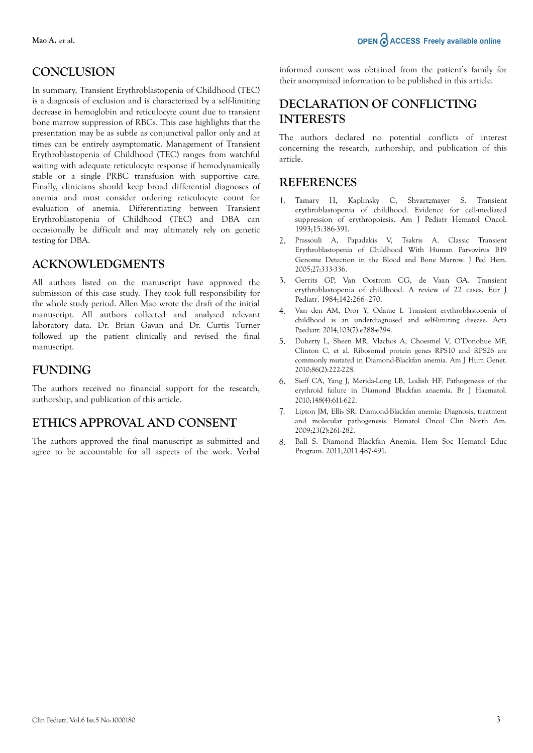## CONCLUSION

In summary, Transient Erythroblastopenia of Childhood (TEC) is a diagnosis of exclusion and is characterized by a self-limiting decrease in hemoglobin and reticulocyte count due to transient bone marrow suppression of RBCs. This case highlights that the presentation may be as subtle as conjunctival pallor only and at times can be entirely asymptomatic. Management of Transient Erythroblastopenia of Childhood (TEC) ranges from watchful waiting with adequate reticulocyte response if hemodynamically stable or a single PRBC transfusion with supportive care. Finally, clinicians should keep broad differential diagnoses of anemia and must consider ordering reticulocyte count for evaluation of anemia. Differentiating between Transient Erythroblastopenia of Childhood (TEC) and DBA can occasionally be difficult and may ultimately rely on genetic testing for DBA.

## ACKNOWLEDGMENTS

All authors listed on the manuscript have approved the submission of this case study. They took full responsibility for the whole study period. Allen Mao wrote the draft of the initial manuscript. All authors collected and analyzed relevant laboratory data. Dr. Brian Gavan and Dr. Curtis Turner followed up the patient clinically and revised the final manuscript.

## FUNDING

The authors received no financial support for the research, authorship, and publication of this article.

## ETHICS APPROVAL AND CONSENT

The authors approved the final manuscript as submitted and agree to be accountable for all aspects of the work. Verbal informed consent was obtained from the patient's family for their anonymized information to be published in this article.

## DECLARATION OF CONFLICTING INTERESTS

The authors declared no potential conflicts of interest concerning the research, authorship, and publication of this article.

## REFERENCES

1. Tamary H, Kaplinsky C, Shvartzmayer S. Transient erythroblastopenia of childhood. Evidence for cell-mediated suppression of erythropoiesis. Am J Pediatr Hematol Oncol. 1993;15:386-391.
2. Prassouli A, Papadakis V, Tsakris A. Classic Transient Erythroblastopenia of Childhood With Human Parvovirus B19 Genome Detection in the Blood and Bone Marrow. J Ped Hem. 2005;27:333-336.
3. Gerrits GP, Van Oostrom CG, de Vaan GA. Transient erythroblastopenia of childhood. A review of 22 cases. Eur J Pediatr. 1984;142:266–270.
4. Van den AM, Dror Y, Odame I. Transient erythroblastopenia of childhood is an underdiagnosed and self-limiting disease. Acta Paediatr. 2014;103(7):e288-e294.
5. Doherty L, Sheen MR, Vlachos A, Choesmel V, O'Donohue MF, Clinton C, et al. Ribosomal protein genes RPS10 and RPS26 are commonly mutated in Diamond-Blackfan anemia. Am J Hum Genet. 2010;86(2):222-228.
6. Sieff CA, Yang J, Merida-Long LB, Lodish HF. Pathogenesis of the erythroid failure in Diamond Blackfan anaemia. Br J Haematol. 2010;148(4):611-622.
7. Lipton JM, Ellis SR. Diamond-Blackfan anemia: Diagnosis, treatment and molecular pathogenesis. Hematol Oncol Clin North Am. 2009;23(2):261-282.
8. Ball S. Diamond Blackfan Anemia. Hem Soc Hematol Educ Program. 2011;2011:487-491.